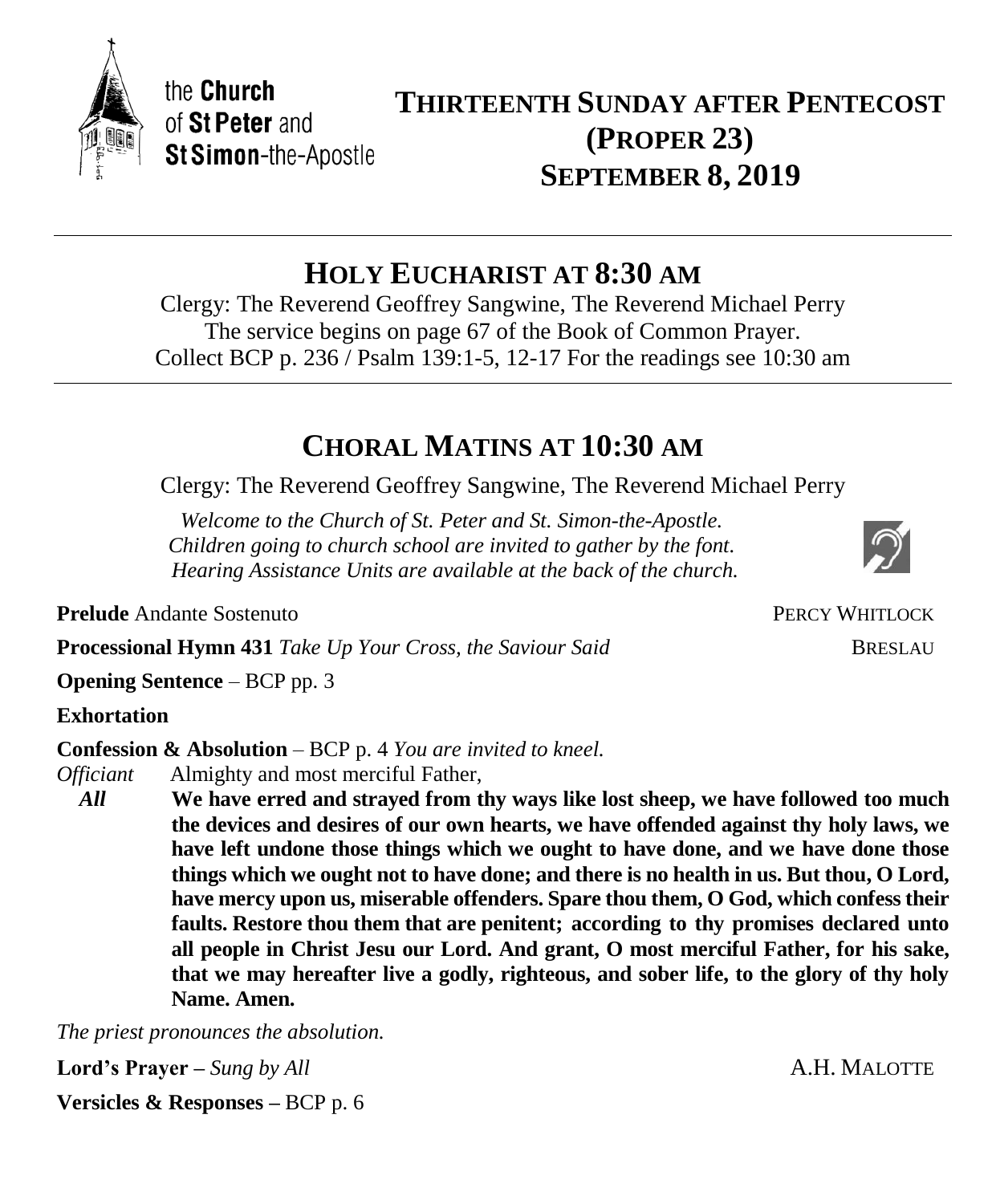the **Church** of **St Peter** and **St Simon**-the-Apostle

# THIRTEENTH SUNDAY AFTER PENTECOST (PROPER 23) SEPTEMBER 8, 2019

## HOLY EUCHARIST AT 8:30 AM

Clergy: The Reverend Geoffrey Sangwine, The Reverend Michael Perry
The service begins on page 67 of the Book of Common Prayer.
Collect BCP p. 236 / Psalm 139:1-5, 12-17 For the readings see 10:30 am

## CHORAL MATINS AT 10:30 AM

Clergy: The Reverend Geoffrey Sangwine, The Reverend Michael Perry

*Welcome to the Church of St. Peter and St. Simon-the-Apostle.*
*Children going to church school are invited to gather by the font.*
*Hearing Assistance Units are available at the back of the church.*

**Prelude** Andante Sostenuto — PERCY WHITLOCK

**Processional Hymn 431** *Take Up Your Cross, the Saviour Said* — BRESLAU

**Opening Sentence** – BCP pp. 3

**Exhortation**

**Confession & Absolution** – BCP p. 4 *You are invited to kneel.*

*Officiant* Almighty and most merciful Father,

***All*** **We have erred and strayed from thy ways like lost sheep, we have followed too much the devices and desires of our own hearts, we have offended against thy holy laws, we have left undone those things which we ought to have done, and we have done those things which we ought not to have done; and there is no health in us. But thou, O Lord, have mercy upon us, miserable offenders. Spare thou them, O God, which confess their faults. Restore thou them that are penitent; according to thy promises declared unto all people in Christ Jesu our Lord. And grant, O most merciful Father, for his sake, that we may hereafter live a godly, righteous, and sober life, to the glory of thy holy Name. Amen.**

*The priest pronounces the absolution.*

**Lord's Prayer –** *Sung by All* — A.H. MALOTTE

**Versicles & Responses –** BCP p. 6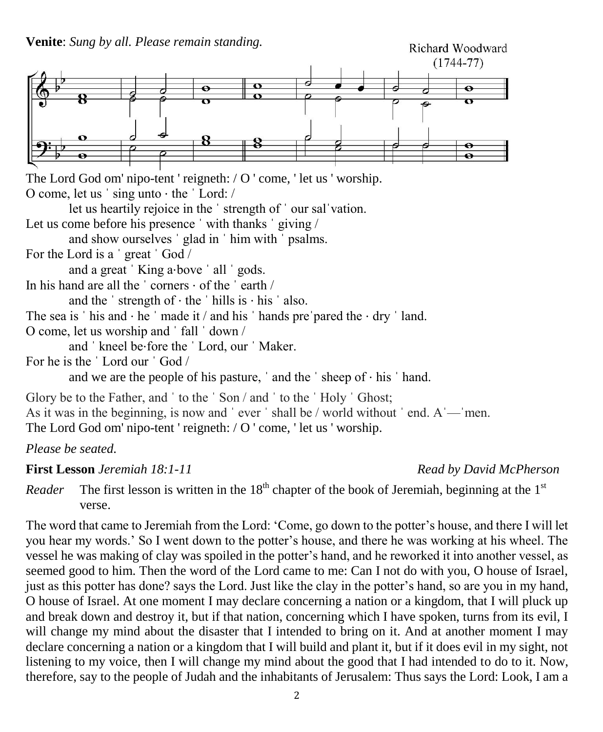**Venite**: *Sung by all. Please remain standing.*

Richard Woodward (1744-77)

The Lord God om' nipo-tent ' reigneth: / O ' come, ' let us ' worship.
O come, let us ˈ sing unto · the ˈ Lord: /
let us heartily rejoice in the ˈ strength of ˈ our salˈvation.
Let us come before his presence ˈ with thanks ˈ giving /
and show ourselves ˈ glad in ˈ him with ˈ psalms.
For the Lord is a ˈ great ˈ God /
and a great ˈ King a·bove ˈ all ˈ gods.
In his hand are all the ˈ corners · of the ˈ earth /
and the ˈ strength of · the ˈ hills is · his ˈ also.
The sea is ˈ his and · he ˈ made it / and his ˈ hands preˈpared the · dry ˈ land.
O come, let us worship and ˈ fall ˈ down /
and ˈ kneel be·fore the ˈ Lord, our ˈ Maker.
For he is the ˈ Lord our ˈ God /
and we are the people of his pasture, ˈ and the ˈ sheep of · his ˈ hand.

Glory be to the Father, and ˈ to the ˈ Son / and ˈ to the ˈ Holy ˈ Ghost;
As it was in the beginning, is now and ˈ ever ˈ shall be / world without ˈ end. Aˈ—ˈmen.
The Lord God om' nipo-tent ' reigneth: / O ' come, ' let us ' worship.

*Please be seated.*

**First Lesson** *Jeremiah 18:1-11* *Read by David McPherson*

*Reader* The first lesson is written in the 18th chapter of the book of Jeremiah, beginning at the 1st verse.

The word that came to Jeremiah from the Lord: 'Come, go down to the potter's house, and there I will let you hear my words.' So I went down to the potter's house, and there he was working at his wheel. The vessel he was making of clay was spoiled in the potter's hand, and he reworked it into another vessel, as seemed good to him. Then the word of the Lord came to me: Can I not do with you, O house of Israel, just as this potter has done? says the Lord. Just like the clay in the potter's hand, so are you in my hand, O house of Israel. At one moment I may declare concerning a nation or a kingdom, that I will pluck up and break down and destroy it, but if that nation, concerning which I have spoken, turns from its evil, I will change my mind about the disaster that I intended to bring on it. And at another moment I may declare concerning a nation or a kingdom that I will build and plant it, but if it does evil in my sight, not listening to my voice, then I will change my mind about the good that I had intended to do to it. Now, therefore, say to the people of Judah and the inhabitants of Jerusalem: Thus says the Lord: Look, I am a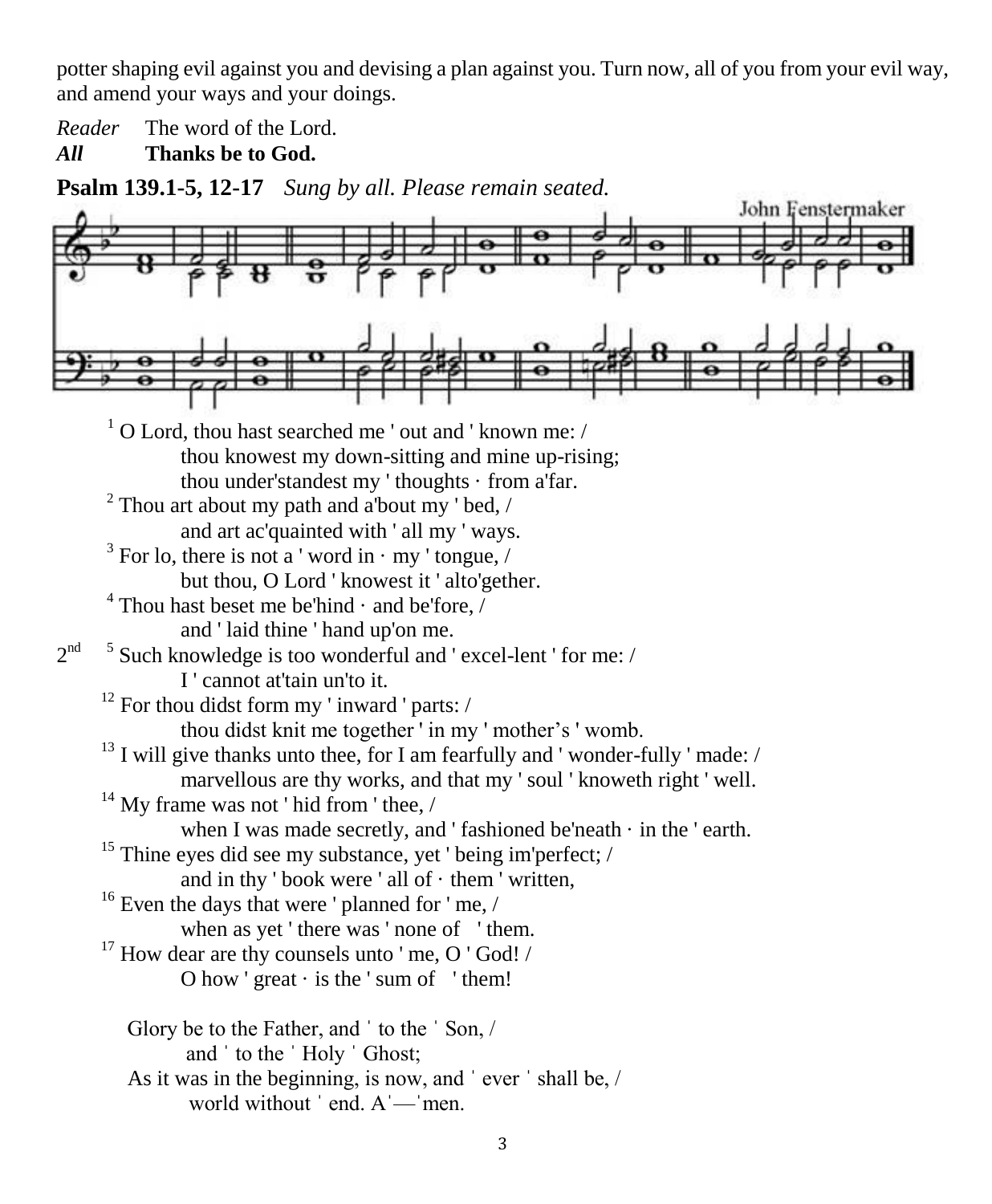potter shaping evil against you and devising a plan against you. Turn now, all of you from your evil way, and amend your ways and your doings.

*Reader* The word of the Lord.
***All*** **Thanks be to God.**

**Psalm 139.1-5, 12-17** *Sung by all. Please remain seated.*

John Fenstermaker

[1] O Lord, thou hast searched me ' out and ' known me: /
thou knowest my down-sitting and mine up-rising;
thou under'standest my ' thoughts · from a'far.
[2] Thou art about my path and a'bout my ' bed, /
and art ac'quainted with ' all my ' ways.
[3] For lo, there is not a ' word in · my ' tongue, /
but thou, O Lord ' knowest it ' alto'gether.
[4] Thou hast beset me be'hind · and be'fore, /
and ' laid thine ' hand up'on me.
2nd [5] Such knowledge is too wonderful and ' excel-lent ' for me: /
I ' cannot at'tain un'to it.
[12] For thou didst form my ' inward ' parts: /
thou didst knit me together ' in my ' mother's ' womb.
[13] I will give thanks unto thee, for I am fearfully and ' wonder-fully ' made: /
marvellous are thy works, and that my ' soul ' knoweth right ' well.
[14] My frame was not ' hid from ' thee, /
when I was made secretly, and ' fashioned be'neath · in the ' earth.
[15] Thine eyes did see my substance, yet ' being im'perfect; /
and in thy ' book were ' all of · them ' written,
[16] Even the days that were ' planned for ' me, /
when as yet ' there was ' none of ' them.
[17] How dear are thy counsels unto ' me, O ' God! /
O how ' great · is the ' sum of ' them!

Glory be to the Father, and ˈ to the ˈ Son, /
and ˈ to the ˈ Holy ˈ Ghost;
As it was in the beginning, is now, and ˈ ever ˈ shall be, /
world without ˈ end. Aˈ—ˈmen.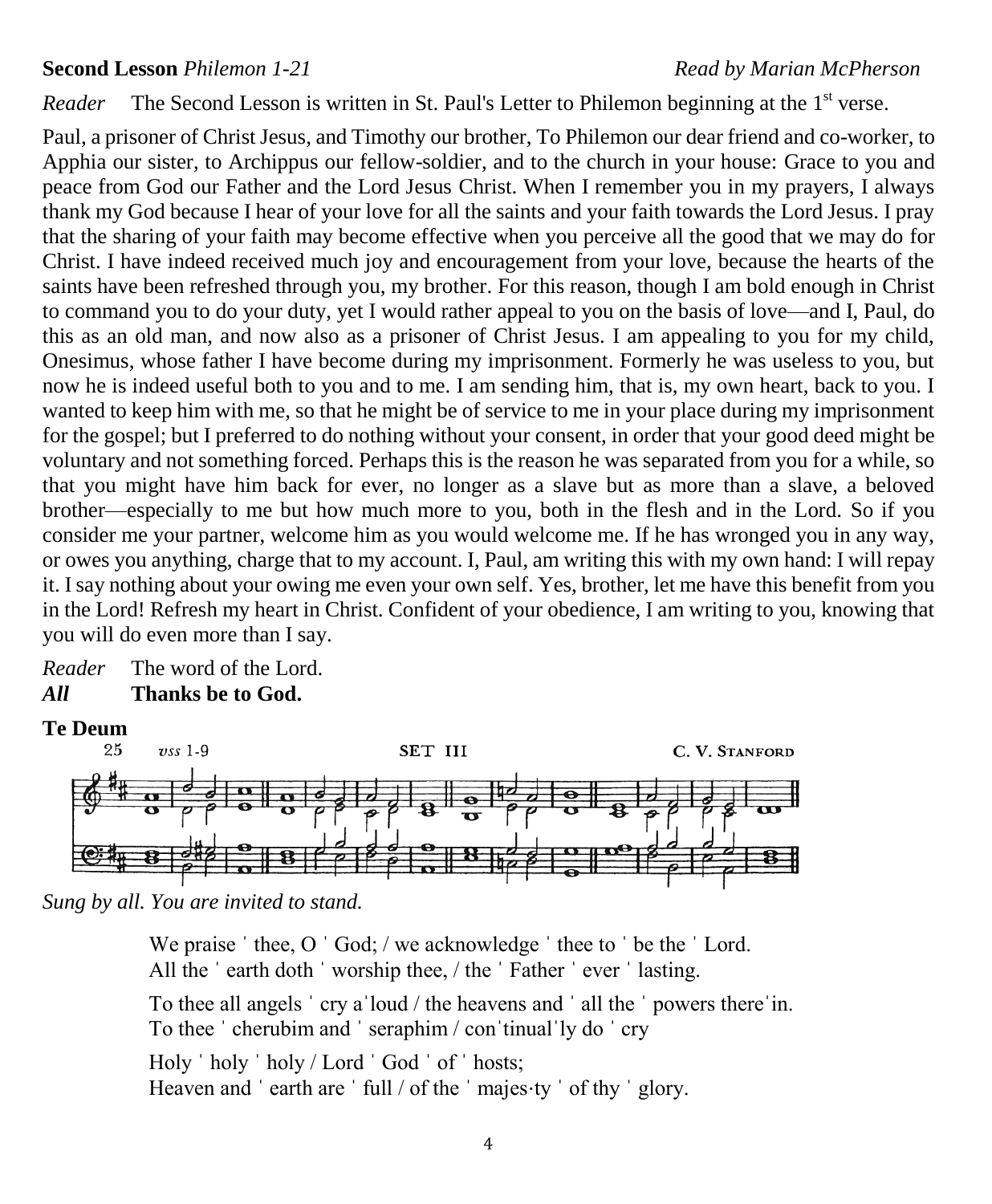**Second Lesson** *Philemon 1-21* *Read by Marian McPherson*

*Reader* The Second Lesson is written in St. Paul's Letter to Philemon beginning at the 1st verse.

Paul, a prisoner of Christ Jesus, and Timothy our brother, To Philemon our dear friend and co-worker, to Apphia our sister, to Archippus our fellow-soldier, and to the church in your house: Grace to you and peace from God our Father and the Lord Jesus Christ. When I remember you in my prayers, I always thank my God because I hear of your love for all the saints and your faith towards the Lord Jesus. I pray that the sharing of your faith may become effective when you perceive all the good that we may do for Christ. I have indeed received much joy and encouragement from your love, because the hearts of the saints have been refreshed through you, my brother. For this reason, though I am bold enough in Christ to command you to do your duty, yet I would rather appeal to you on the basis of love—and I, Paul, do this as an old man, and now also as a prisoner of Christ Jesus. I am appealing to you for my child, Onesimus, whose father I have become during my imprisonment. Formerly he was useless to you, but now he is indeed useful both to you and to me. I am sending him, that is, my own heart, back to you. I wanted to keep him with me, so that he might be of service to me in your place during my imprisonment for the gospel; but I preferred to do nothing without your consent, in order that your good deed might be voluntary and not something forced. Perhaps this is the reason he was separated from you for a while, so that you might have him back for ever, no longer as a slave but as more than a slave, a beloved brother—especially to me but how much more to you, both in the flesh and in the Lord. So if you consider me your partner, welcome him as you would welcome me. If he has wronged you in any way, or owes you anything, charge that to my account. I, Paul, am writing this with my own hand: I will repay it. I say nothing about your owing me even your own self. Yes, brother, let me have this benefit from you in the Lord! Refresh my heart in Christ. Confident of your obedience, I am writing to you, knowing that you will do even more than I say.

*Reader* The word of the Lord.
***All*** **Thanks be to God.**

**Te Deum**

25 *vss 1-9* SET III C. V. STANFORD

*Sung by all. You are invited to stand.*

We praise ˈ thee, O ˈ God; / we acknowledge ˈ thee to ˈ be the ˈ Lord.
All the ˈ earth doth ˈ worship thee, / the ˈ Father ˈ ever ˈ lasting.

To thee all angels ˈ cry aˈloud / the heavens and ˈ all the ˈ powers thereˈin.
To thee ˈ cherubim and ˈ seraphim / conˈtinualˈly do ˈ cry

Holy ˈ holy ˈ holy / Lord ˈ God ˈ of ˈ hosts;
Heaven and ˈ earth are ˈ full / of the ˈ majes·ty ˈ of thy ˈ glory.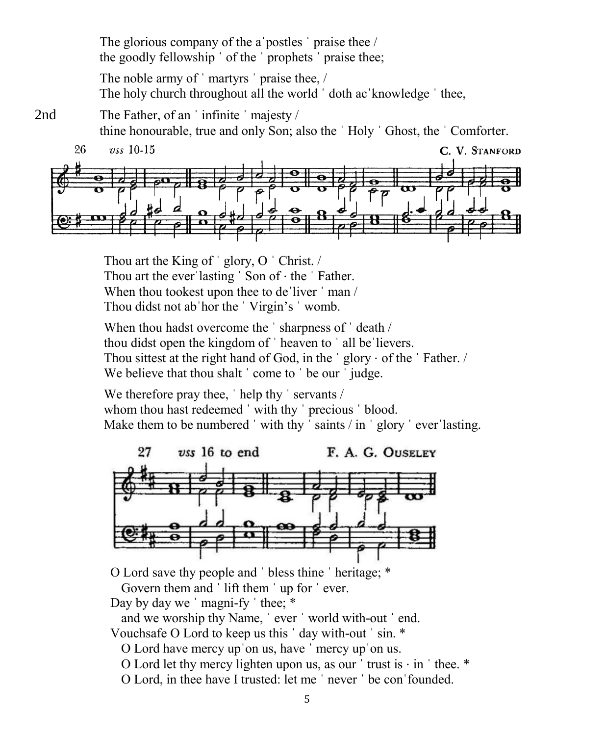The glorious company of the aˈpostles ˈ praise thee /
the goodly fellowship ˈ of the ˈ prophets ˈ praise thee;

The noble army of ˈ martyrs ˈ praise thee, /
The holy church throughout all the world ˈ doth acˈknowledge ˈ thee,

2nd The Father, of an ˈ infinite ˈ majesty /
thine honourable, true and only Son; also the ˈ Holy ˈ Ghost, the ˈ Comforter.

26 *vss* 10-15 C. V. STANFORD

Thou art the King of ˈ glory, O ˈ Christ. /
Thou art the everˈlasting ˈ Son of · the ˈ Father.
When thou tookest upon thee to deˈliver ˈ man /
Thou didst not abˈhor the ˈ Virgin's ˈ womb.

When thou hadst overcome the ˈ sharpness of ˈ death /
thou didst open the kingdom of ˈ heaven to ˈ all beˈlievers.
Thou sittest at the right hand of God, in the ˈ glory · of the ˈ Father. /
We believe that thou shalt ˈ come to ˈ be our ˈ judge.

We therefore pray thee, ˈ help thy ˈ servants /
whom thou hast redeemed ˈ with thy ˈ precious ˈ blood.
Make them to be numbered ˈ with thy ˈ saints / in ˈ glory ˈ everˈlasting.

27 *vss* 16 to end F. A. G. OUSELEY

O Lord save thy people and ˈ bless thine ˈ heritage; *
  Govern them and ˈ lift them ˈ up for ˈ ever.
Day by day we ˈ magni-fy ˈ thee; *
  and we worship thy Name, ˈ ever ˈ world with-out ˈ end.
Vouchsafe O Lord to keep us this ˈ day with-out ˈ sin. *
  O Lord have mercy upˈon us, have ˈ mercy upˈon us.
  O Lord let thy mercy lighten upon us, as our ˈ trust is · in ˈ thee. *
  O Lord, in thee have I trusted: let me ˈ never ˈ be conˈfounded.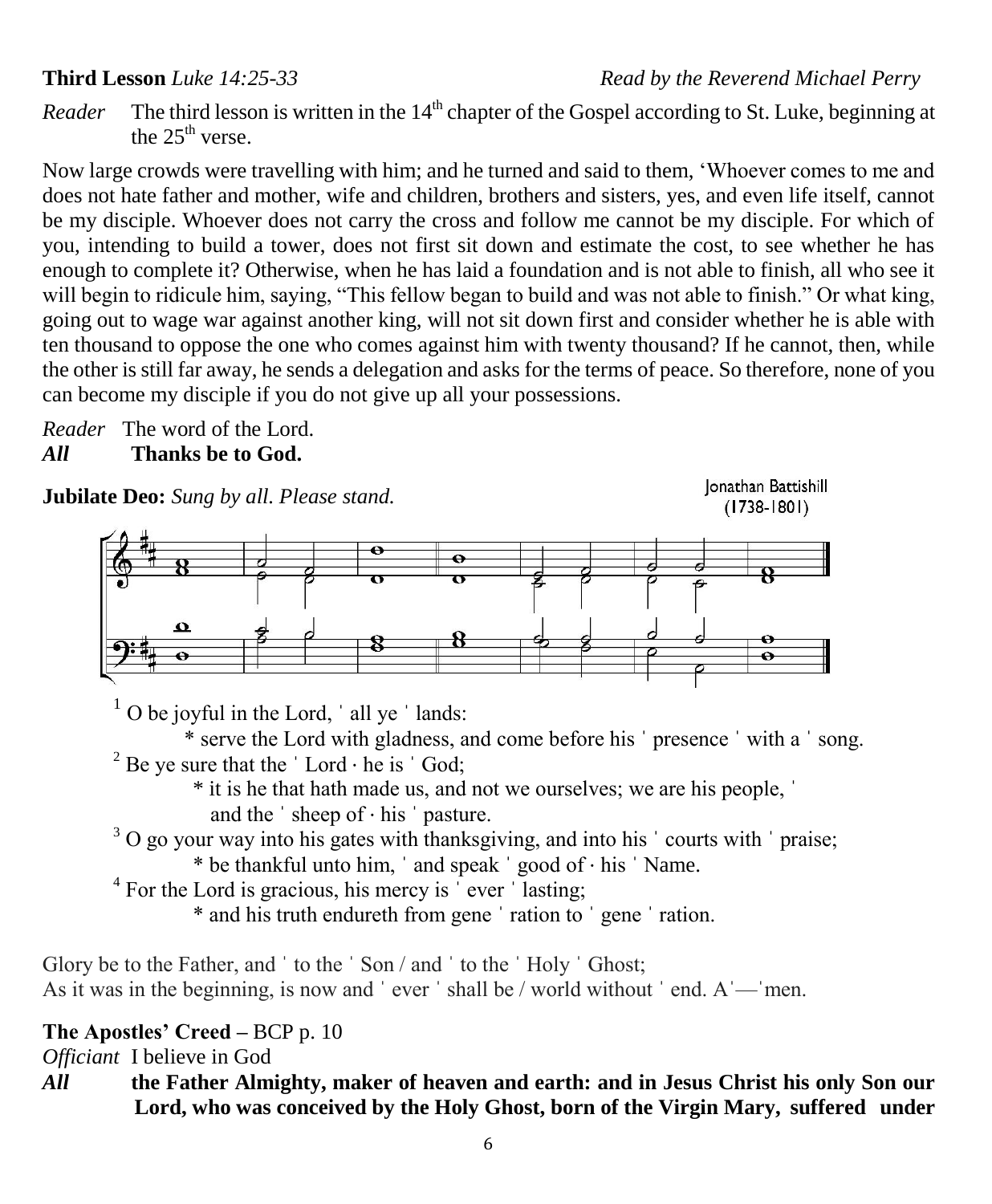**Third Lesson** *Luke 14:25-33* *Read by the Reverend Michael Perry*

*Reader* The third lesson is written in the 14th chapter of the Gospel according to St. Luke, beginning at the 25th verse.

Now large crowds were travelling with him; and he turned and said to them, 'Whoever comes to me and does not hate father and mother, wife and children, brothers and sisters, yes, and even life itself, cannot be my disciple. Whoever does not carry the cross and follow me cannot be my disciple. For which of you, intending to build a tower, does not first sit down and estimate the cost, to see whether he has enough to complete it? Otherwise, when he has laid a foundation and is not able to finish, all who see it will begin to ridicule him, saying, "This fellow began to build and was not able to finish." Or what king, going out to wage war against another king, will not sit down first and consider whether he is able with ten thousand to oppose the one who comes against him with twenty thousand? If he cannot, then, while the other is still far away, he sends a delegation and asks for the terms of peace. So therefore, none of you can become my disciple if you do not give up all your possessions.

*Reader* The word of the Lord.
***All*** **Thanks be to God.**

**Jubilate Deo:** *Sung by all. Please stand.*

Jonathan Battishill (1738-1801)

1 O be joyful in the Lord, ˈ all ye ˈ lands:
 * serve the Lord with gladness, and come before his ˈ presence ˈ with a ˈ song.
2 Be ye sure that the ˈ Lord · he is ˈ God;
 * it is he that hath made us, and not we ourselves; we are his people, ˈ and the ˈ sheep of · his ˈ pasture.
3 O go your way into his gates with thanksgiving, and into his ˈ courts with ˈ praise;
 * be thankful unto him, ˈ and speak ˈ good of · his ˈ Name.
4 For the Lord is gracious, his mercy is ˈ ever ˈ lasting;
 * and his truth endureth from gene ˈ ration to ˈ gene ˈ ration.

Glory be to the Father, and ˈ to the ˈ Son / and ˈ to the ˈ Holy ˈ Ghost;
As it was in the beginning, is now and ˈ ever ˈ shall be / world without ˈ end. Aˈ—ˈmen.

**The Apostles' Creed –** BCP p. 10

*Officiant* I believe in God
***All*** **the Father Almighty, maker of heaven and earth: and in Jesus Christ his only Son our Lord, who was conceived by the Holy Ghost, born of the Virgin Mary, suffered under**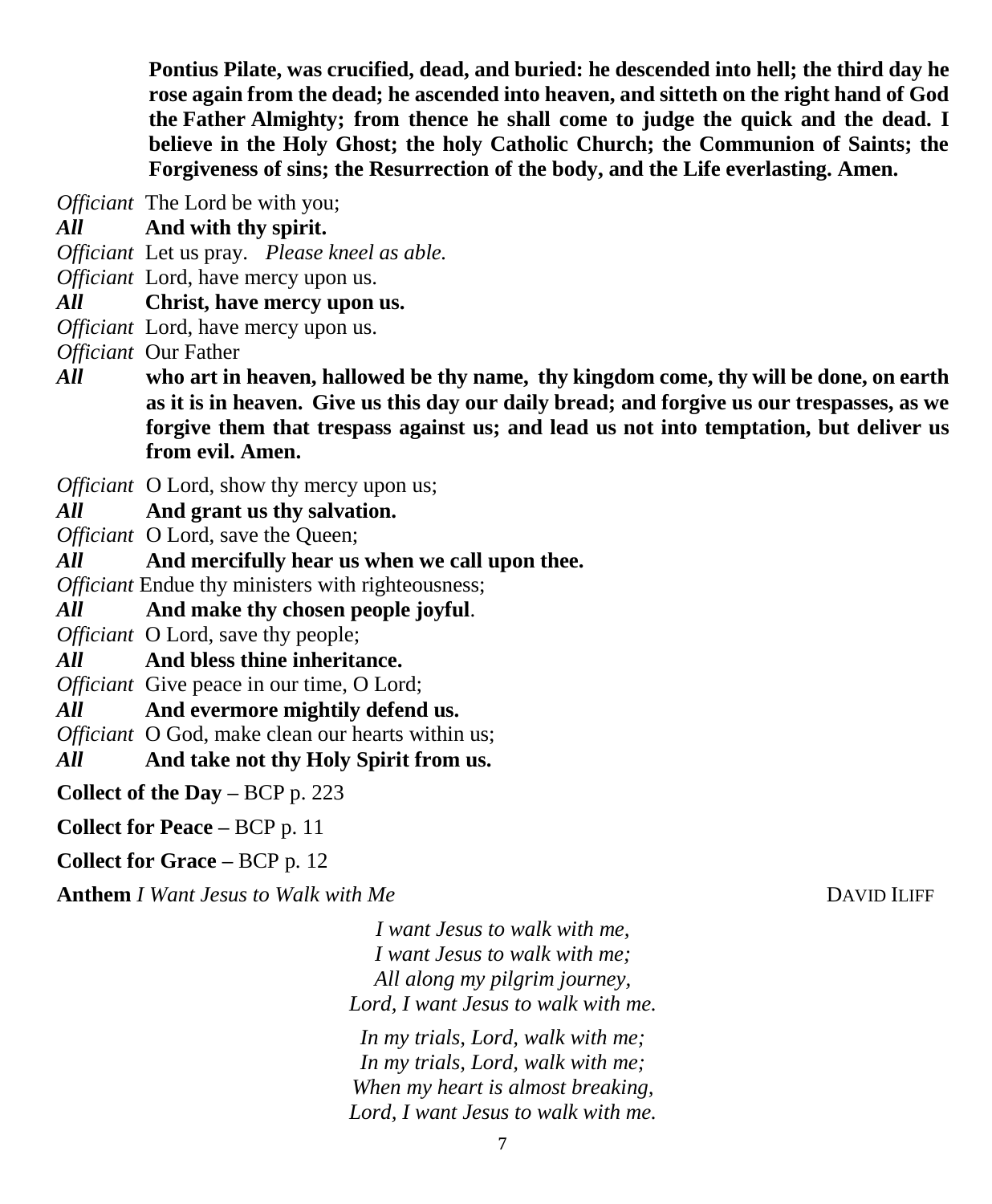**Pontius Pilate, was crucified, dead, and buried: he descended into hell; the third day he rose again from the dead; he ascended into heaven, and sitteth on the right hand of God the Father Almighty; from thence he shall come to judge the quick and the dead. I believe in the Holy Ghost; the holy Catholic Church; the Communion of Saints; the Forgiveness of sins; the Resurrection of the body, and the Life everlasting. Amen.**

*Officiant* The Lord be with you;
***All*** **And with thy spirit.**
*Officiant* Let us pray. *Please kneel as able.*
*Officiant* Lord, have mercy upon us.
***All*** **Christ, have mercy upon us.**
*Officiant* Lord, have mercy upon us.
*Officiant* Our Father
***All*** **who art in heaven, hallowed be thy name, thy kingdom come, thy will be done, on earth as it is in heaven. Give us this day our daily bread; and forgive us our trespasses, as we forgive them that trespass against us; and lead us not into temptation, but deliver us from evil. Amen.**

*Officiant* O Lord, show thy mercy upon us;
***All*** **And grant us thy salvation.**
*Officiant* O Lord, save the Queen;
***All*** **And mercifully hear us when we call upon thee.**
*Officiant* Endue thy ministers with righteousness;
***All*** **And make thy chosen people joyful**.
*Officiant* O Lord, save thy people;
***All*** **And bless thine inheritance.**
*Officiant* Give peace in our time, O Lord;
***All*** **And evermore mightily defend us.**
*Officiant* O God, make clean our hearts within us;
***All*** **And take not thy Holy Spirit from us.**

**Collect of the Day –** BCP p. 223

**Collect for Peace –** BCP p. 11

**Collect for Grace –** BCP p. 12

**Anthem** *I Want Jesus to Walk with Me* DAVID ILIFF

*I want Jesus to walk with me,*
*I want Jesus to walk with me;*
*All along my pilgrim journey,*
*Lord, I want Jesus to walk with me.*

*In my trials, Lord, walk with me;*
*In my trials, Lord, walk with me;*
*When my heart is almost breaking,*
*Lord, I want Jesus to walk with me.*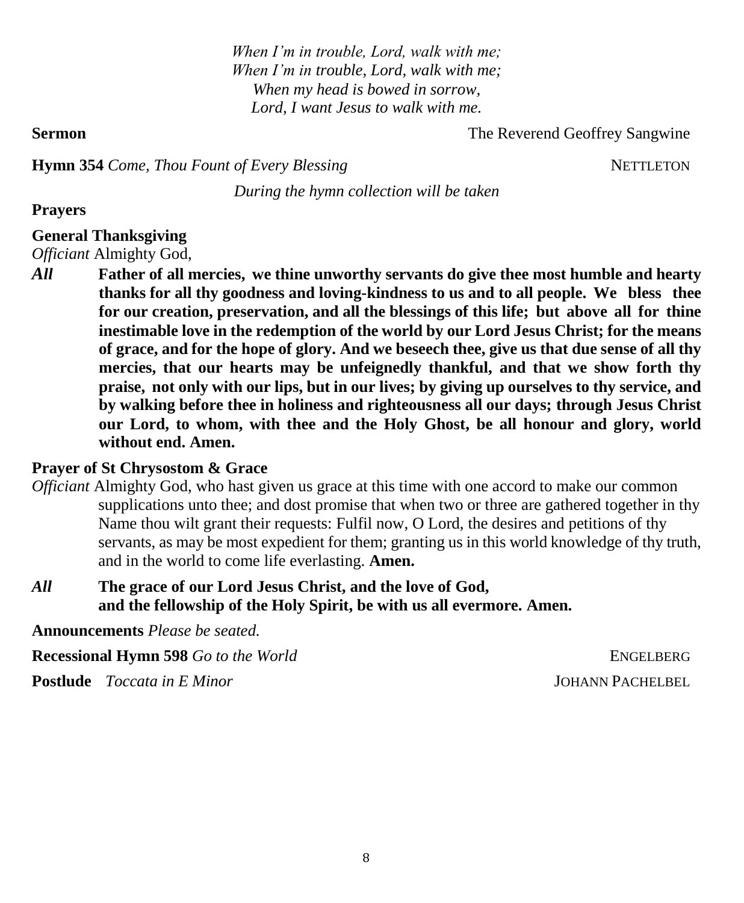*When I'm in trouble, Lord, walk with me;*
*When I'm in trouble, Lord, walk with me;*
*When my head is bowed in sorrow,*
*Lord, I want Jesus to walk with me.*

**Sermon** The Reverend Geoffrey Sangwine

**Hymn 354** *Come, Thou Fount of Every Blessing* NETTLETON

*During the hymn collection will be taken*

**Prayers**

**General Thanksgiving**

*Officiant* Almighty God,

***All*** **Father of all mercies, we thine unworthy servants do give thee most humble and hearty thanks for all thy goodness and loving-kindness to us and to all people. We bless thee for our creation, preservation, and all the blessings of this life; but above all for thine inestimable love in the redemption of the world by our Lord Jesus Christ; for the means of grace, and for the hope of glory. And we beseech thee, give us that due sense of all thy mercies, that our hearts may be unfeignedly thankful, and that we show forth thy praise, not only with our lips, but in our lives; by giving up ourselves to thy service, and by walking before thee in holiness and righteousness all our days; through Jesus Christ our Lord, to whom, with thee and the Holy Ghost, be all honour and glory, world without end. Amen.**

**Prayer of St Chrysostom & Grace**

*Officiant* Almighty God, who hast given us grace at this time with one accord to make our common supplications unto thee; and dost promise that when two or three are gathered together in thy Name thou wilt grant their requests: Fulfil now, O Lord, the desires and petitions of thy servants, as may be most expedient for them; granting us in this world knowledge of thy truth, and in the world to come life everlasting. **Amen.**

***All*** **The grace of our Lord Jesus Christ, and the love of God, and the fellowship of the Holy Spirit, be with us all evermore. Amen.**

**Announcements** *Please be seated.*

**Recessional Hymn 598** *Go to the World* ENGELBERG

**Postlude** *Toccata in E Minor* JOHANN PACHELBEL